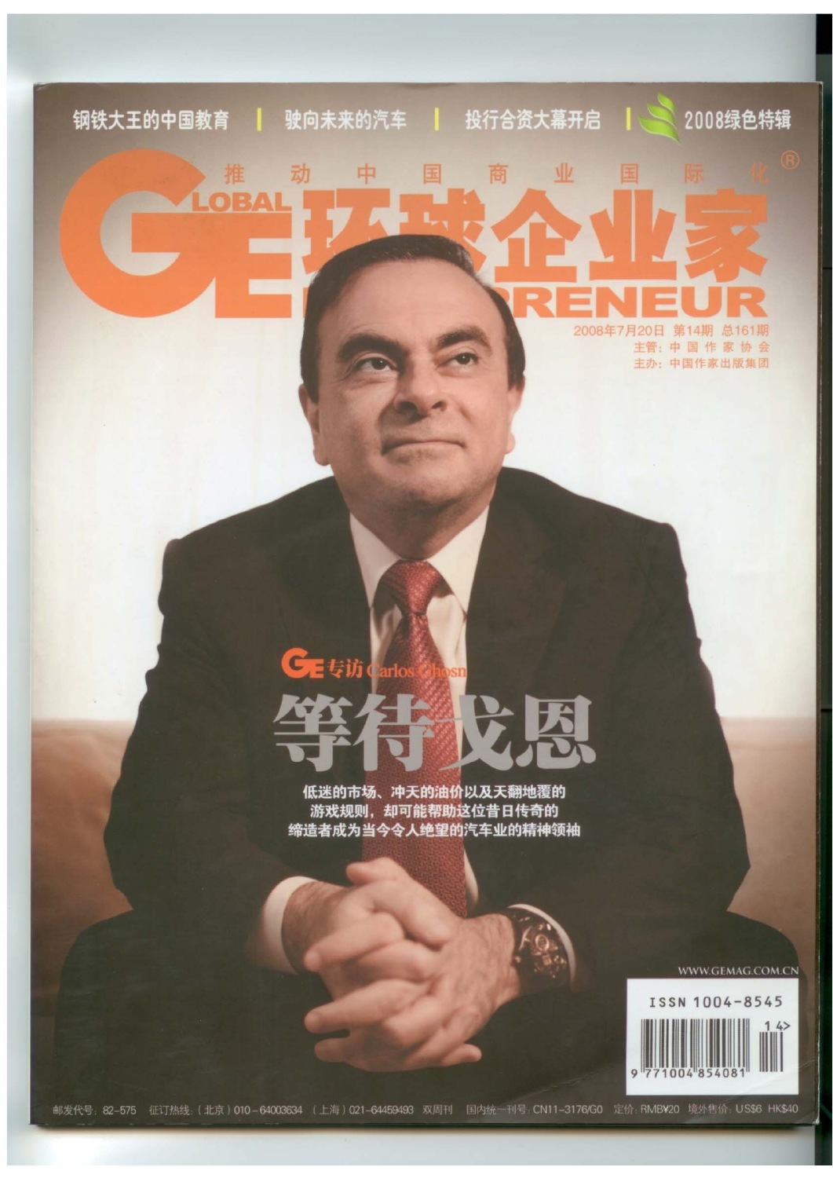钢铁大王的中国教育 | 驶向未来的汽车 | 投行合资大幕开启 | 2008绿色特辑

推动中国商业国际化®

# GLOBAL ENTREPRENEUR 环球企业家

2008年7月20日 第14期 总161期

主管：中国作家协会

主办：中国作家出版集团

GE专访 Carlos Ghosn

## 等待戈恩

低迷的市场、冲天的油价以及天翻地覆的游戏规则，却可能帮助这位昔日传奇的缔造者成为当今令人绝望的汽车业的精神领袖

WWW.GEMAG.COM.CN

ISSN 1004-8545

邮发代号：82-575 征订热线：（北京）010-64003634 （上海）021-64459493 双周刊 国内统一刊号：CN11-3176/G0 定价：RMB¥20 境外售价：US$6 HK$40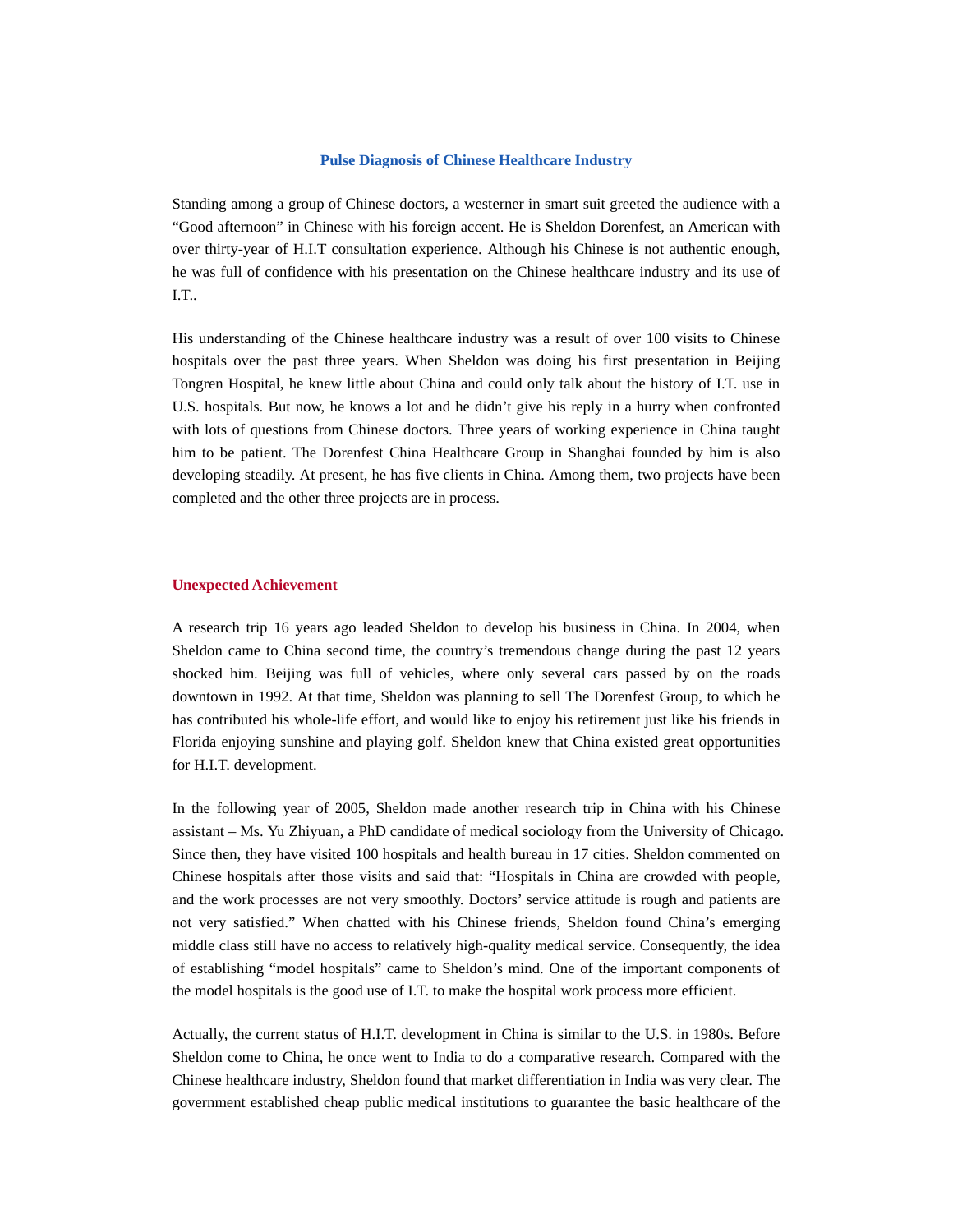# Pulse Diagnosis of Chinese Healthcare Industry

Standing among a group of Chinese doctors, a westerner in smart suit greeted the audience with a "Good afternoon" in Chinese with his foreign accent. He is Sheldon Dorenfest, an American with over thirty-year of H.I.T consultation experience. Although his Chinese is not authentic enough, he was full of confidence with his presentation on the Chinese healthcare industry and its use of I.T..

His understanding of the Chinese healthcare industry was a result of over 100 visits to Chinese hospitals over the past three years. When Sheldon was doing his first presentation in Beijing Tongren Hospital, he knew little about China and could only talk about the history of I.T. use in U.S. hospitals. But now, he knows a lot and he didn't give his reply in a hurry when confronted with lots of questions from Chinese doctors. Three years of working experience in China taught him to be patient. The Dorenfest China Healthcare Group in Shanghai founded by him is also developing steadily. At present, he has five clients in China. Among them, two projects have been completed and the other three projects are in process.

## Unexpected Achievement

A research trip 16 years ago leaded Sheldon to develop his business in China. In 2004, when Sheldon came to China second time, the country's tremendous change during the past 12 years shocked him. Beijing was full of vehicles, where only several cars passed by on the roads downtown in 1992. At that time, Sheldon was planning to sell The Dorenfest Group, to which he has contributed his whole-life effort, and would like to enjoy his retirement just like his friends in Florida enjoying sunshine and playing golf. Sheldon knew that China existed great opportunities for H.I.T. development.

In the following year of 2005, Sheldon made another research trip in China with his Chinese assistant – Ms. Yu Zhiyuan, a PhD candidate of medical sociology from the University of Chicago. Since then, they have visited 100 hospitals and health bureau in 17 cities. Sheldon commented on Chinese hospitals after those visits and said that: "Hospitals in China are crowded with people, and the work processes are not very smoothly. Doctors' service attitude is rough and patients are not very satisfied." When chatted with his Chinese friends, Sheldon found China's emerging middle class still have no access to relatively high-quality medical service. Consequently, the idea of establishing "model hospitals" came to Sheldon's mind. One of the important components of the model hospitals is the good use of I.T. to make the hospital work process more efficient.

Actually, the current status of H.I.T. development in China is similar to the U.S. in 1980s. Before Sheldon come to China, he once went to India to do a comparative research. Compared with the Chinese healthcare industry, Sheldon found that market differentiation in India was very clear. The government established cheap public medical institutions to guarantee the basic healthcare of the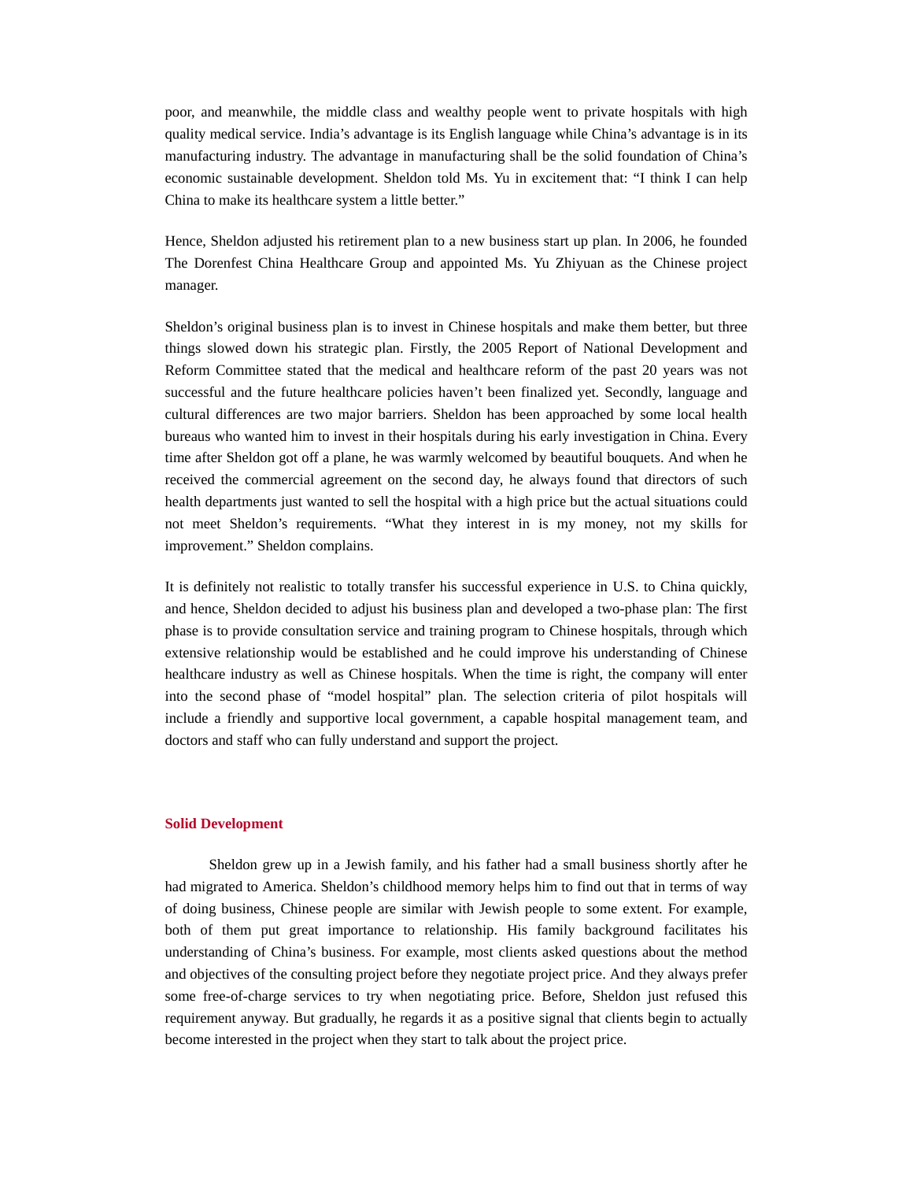poor, and meanwhile, the middle class and wealthy people went to private hospitals with high quality medical service. India's advantage is its English language while China's advantage is in its manufacturing industry. The advantage in manufacturing shall be the solid foundation of China's economic sustainable development. Sheldon told Ms. Yu in excitement that: "I think I can help China to make its healthcare system a little better."

Hence, Sheldon adjusted his retirement plan to a new business start up plan. In 2006, he founded The Dorenfest China Healthcare Group and appointed Ms. Yu Zhiyuan as the Chinese project manager.

Sheldon's original business plan is to invest in Chinese hospitals and make them better, but three things slowed down his strategic plan. Firstly, the 2005 Report of National Development and Reform Committee stated that the medical and healthcare reform of the past 20 years was not successful and the future healthcare policies haven't been finalized yet. Secondly, language and cultural differences are two major barriers. Sheldon has been approached by some local health bureaus who wanted him to invest in their hospitals during his early investigation in China. Every time after Sheldon got off a plane, he was warmly welcomed by beautiful bouquets. And when he received the commercial agreement on the second day, he always found that directors of such health departments just wanted to sell the hospital with a high price but the actual situations could not meet Sheldon's requirements. "What they interest in is my money, not my skills for improvement." Sheldon complains.

It is definitely not realistic to totally transfer his successful experience in U.S. to China quickly, and hence, Sheldon decided to adjust his business plan and developed a two-phase plan: The first phase is to provide consultation service and training program to Chinese hospitals, through which extensive relationship would be established and he could improve his understanding of Chinese healthcare industry as well as Chinese hospitals. When the time is right, the company will enter into the second phase of "model hospital" plan. The selection criteria of pilot hospitals will include a friendly and supportive local government, a capable hospital management team, and doctors and staff who can fully understand and support the project.

## Solid Development

Sheldon grew up in a Jewish family, and his father had a small business shortly after he had migrated to America. Sheldon's childhood memory helps him to find out that in terms of way of doing business, Chinese people are similar with Jewish people to some extent. For example, both of them put great importance to relationship. His family background facilitates his understanding of China's business. For example, most clients asked questions about the method and objectives of the consulting project before they negotiate project price. And they always prefer some free-of-charge services to try when negotiating price. Before, Sheldon just refused this requirement anyway. But gradually, he regards it as a positive signal that clients begin to actually become interested in the project when they start to talk about the project price.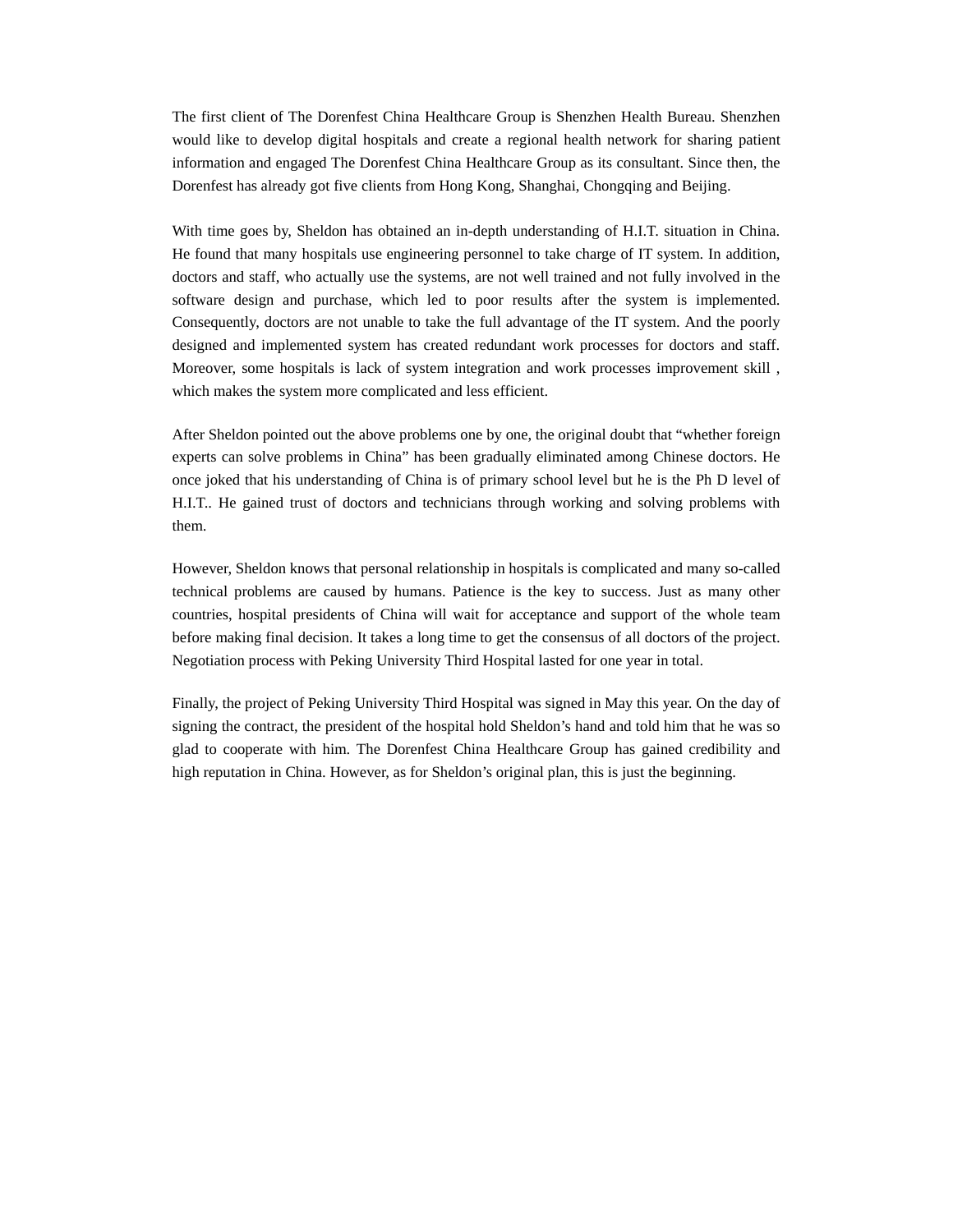The first client of The Dorenfest China Healthcare Group is Shenzhen Health Bureau. Shenzhen would like to develop digital hospitals and create a regional health network for sharing patient information and engaged The Dorenfest China Healthcare Group as its consultant. Since then, the Dorenfest has already got five clients from Hong Kong, Shanghai, Chongqing and Beijing.

With time goes by, Sheldon has obtained an in-depth understanding of H.I.T. situation in China. He found that many hospitals use engineering personnel to take charge of IT system. In addition, doctors and staff, who actually use the systems, are not well trained and not fully involved in the software design and purchase, which led to poor results after the system is implemented. Consequently, doctors are not unable to take the full advantage of the IT system. And the poorly designed and implemented system has created redundant work processes for doctors and staff. Moreover, some hospitals is lack of system integration and work processes improvement skill , which makes the system more complicated and less efficient.

After Sheldon pointed out the above problems one by one, the original doubt that "whether foreign experts can solve problems in China" has been gradually eliminated among Chinese doctors. He once joked that his understanding of China is of primary school level but he is the Ph D level of H.I.T.. He gained trust of doctors and technicians through working and solving problems with them.

However, Sheldon knows that personal relationship in hospitals is complicated and many so-called technical problems are caused by humans. Patience is the key to success. Just as many other countries, hospital presidents of China will wait for acceptance and support of the whole team before making final decision. It takes a long time to get the consensus of all doctors of the project. Negotiation process with Peking University Third Hospital lasted for one year in total.

Finally, the project of Peking University Third Hospital was signed in May this year. On the day of signing the contract, the president of the hospital hold Sheldon's hand and told him that he was so glad to cooperate with him. The Dorenfest China Healthcare Group has gained credibility and high reputation in China. However, as for Sheldon's original plan, this is just the beginning.